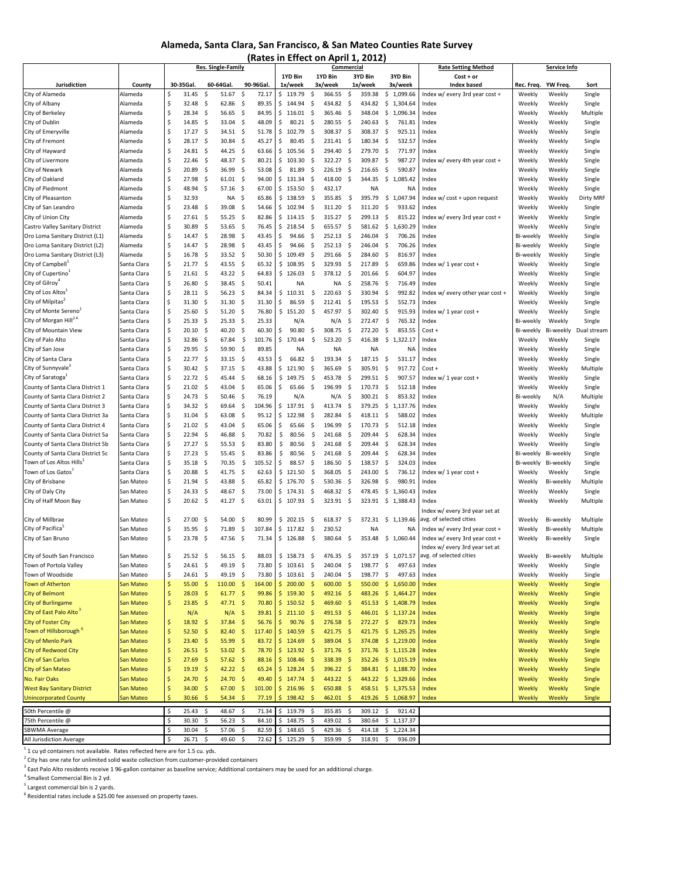# Alameda, Santa Clara, San Francisco, & San Mateo Counties Rate Survey

## (Rates in Effect on April 1, 2012)

| Jurisdiction | County | Res. Single-Family 30-35Gal. | Res. Single-Family 60-64Gal. | Res. Single-Family 90-96Gal. | Commercial 1YD Bin 1x/week | Commercial 1YD Bin 3x/week | Commercial 3YD Bin 1x/week | Commercial 3YD Bin 3x/week | Rate Setting Method Cost + or Index based | Service Info Rec. Freq. | Service Info YW Freq. | Service Info Sort |
|---|---|---|---|---|---|---|---|---|---|---|---|---|
| City of Alameda | Alameda | $ 31.45 | $ 51.67 | $ 72.17 | $ 119.79 | $ 366.55 | $ 359.38 | $ 1,099.66 | Index w/ every 3rd year cost + | Weekly | Weekly | Single |
| City of Albany | Alameda | $ 32.48 | $ 62.86 | $ 89.35 | $ 144.94 | $ 434.82 | $ 434.82 | $ 1,304.64 | Index | Weekly | Weekly | Single |
| City of Berkeley | Alameda | $ 28.34 | $ 56.65 | $ 84.95 | $ 116.01 | $ 365.46 | $ 348.04 | $ 1,096.34 | Index | Weekly | Weekly | Multiple |
| City of Dublin | Alameda | $ 14.85 | $ 33.04 | $ 48.09 | $ 80.21 | $ 280.55 | $ 240.63 | $ 761.81 | Index | Weekly | Weekly | Single |
| City of Emeryville | Alameda | $ 17.27 | $ 34.51 | $ 51.78 | $ 102.79 | $ 308.37 | $ 308.37 | $ 925.11 | Index | Weekly | Weekly | Single |
| City of Fremont | Alameda | $ 28.17 | $ 30.84 | $ 45.27 | $ 80.45 | $ 231.41 | $ 180.34 | $ 532.57 | Index | Weekly | Weekly | Single |
| City of Hayward | Alameda | $ 24.81 | $ 44.25 | $ 63.66 | $ 105.56 | $ 294.40 | $ 279.70 | $ 771.97 | Index | Weekly | Weekly | Single |
| City of Livermore | Alameda | $ 22.46 | $ 48.37 | $ 80.21 | $ 103.30 | $ 322.27 | $ 309.87 | $ 987.27 | Index w/ every 4th year cost + | Weekly | Weekly | Single |
| City of Newark | Alameda | $ 20.89 | $ 36.99 | $ 53.08 | $ 81.89 | $ 226.19 | $ 216.65 | $ 590.87 | Index | Weekly | Weekly | Single |
| City of Oakland | Alameda | $ 27.98 | $ 61.01 | $ 94.00 | $ 131.34 | $ 418.00 | $ 344.35 | $ 1,085.42 | Index | Weekly | Weekly | Single |
| City of Piedmont | Alameda | $ 48.94 | $ 57.16 | $ 67.00 | $ 153.50 | $ 432.17 | NA | NA | Index | Weekly | Weekly | Single |
| City of Pleasanton | Alameda | $ 32.93 | NA | $ 65.86 | $ 138.59 | $ 355.85 | $ 395.79 | $ 1,047.94 | Index w/ cost + upon request | Weekly | Weekly | Dirty MRF |
| City of San Leandro | Alameda | $ 23.48 | $ 39.08 | $ 54.66 | $ 102.94 | $ 311.20 | $ 311.20 | $ 933.62 | Index | Weekly | Weekly | Single |
| City of Union City | Alameda | $ 27.61 | $ 55.25 | $ 82.86 | $ 114.15 | $ 315.27 | $ 299.13 | $ 815.22 | Index w/ every 3rd year cost + | Weekly | Weekly | Single |
| Castro Valley Sanitary District | Alameda | $ 30.89 | $ 53.65 | $ 76.45 | $ 218.54 | $ 655.57 | $ 581.62 | $ 1,630.29 | Index | Weekly | Weekly | Single |
| Oro Loma Sanitary District (L1) | Alameda | $ 14.47 | $ 28.98 | $ 43.45 | $ 94.66 | $ 252.13 | $ 246.04 | $ 706.26 | Index | Bi-weekly | Weekly | Single |
| Oro Loma Sanitary District (L2) | Alameda | $ 14.47 | $ 28.98 | $ 43.45 | $ 94.66 | $ 252.13 | $ 246.04 | $ 706.26 | Index | Bi-weekly | Weekly | Single |
| Oro Loma Sanitary District (L3) | Alameda | $ 16.78 | $ 33.52 | $ 50.30 | $ 109.49 | $ 291.66 | $ 284.60 | $ 816.97 | Index | Bi-weekly | Weekly | Single |
| City of Campbell[1] | Santa Clara | $ 21.77 | $ 43.55 | $ 65.32 | $ 108.95 | $ 329.93 | $ 217.89 | $ 659.86 | Index w/ 1 year cost + | Weekly | Weekly | Single |
| City of Cupertino[1] | Santa Clara | $ 21.61 | $ 43.22 | $ 64.83 | $ 126.03 | $ 378.12 | $ 201.66 | $ 604.97 | Index | Weekly | Weekly | Single |
| City of Gilroy[4] | Santa Clara | $ 26.80 | $ 38.45 | $ 50.41 | NA | NA | $ 258.76 | $ 716.49 | Index | Weekly | Weekly | Single |
| City of Los Altos[1] | Santa Clara | $ 28.11 | $ 56.23 | $ 84.34 | $ 110.31 | $ 220.63 | $ 330.94 | $ 992.82 | Index w/ every other year cost + | Weekly | Weekly | Single |
| City of Milpitas[2] | Santa Clara | $ 31.30 | $ 31.30 | $ 31.30 | $ 86.59 | $ 212.41 | $ 195.53 | $ 552.73 | Index | Weekly | Weekly | Single |
| City of Monte Sereno[1] | Santa Clara | $ 25.60 | $ 51.20 | $ 76.80 | $ 151.20 | $ 457.97 | $ 302.40 | $ 915.93 | Index w/ 1 year cost + | Weekly | Weekly | Single |
| City of Morgan Hill[2,4] | Santa Clara | $ 25.33 | $ 25.33 | $ 25.33 | N/A | N/A | $ 272.47 | $ 765.32 | Index | Bi-weekly | Weekly | Single |
| City of Mountain View | Santa Clara | $ 20.10 | $ 40.20 | $ 60.30 | $ 90.80 | $ 308.75 | $ 272.20 | $ 853.55 | Cost + | Bi-weekly | Bi-weekly | Dual stream |
| City of Palo Alto | Santa Clara | $ 32.86 | $ 67.84 | $ 101.76 | $ 170.44 | $ 523.20 | $ 416.38 | $ 1,322.17 | Index | Weekly | Weekly | Single |
| City of San Jose | Santa Clara | $ 29.95 | $ 59.90 | $ 89.85 | NA | NA | NA | NA | Index | Weekly | Weekly | Single |
| City of Santa Clara | Santa Clara | $ 22.77 | $ 33.15 | $ 43.53 | $ 66.82 | $ 193.34 | $ 187.15 | $ 531.17 | Index | Weekly | Weekly | Single |
| City of Sunnyvale[3] | Santa Clara | $ 30.42 | $ 37.15 | $ 43.88 | $ 121.90 | $ 365.69 | $ 305.91 | $ 917.72 | Cost + | Weekly | Weekly | Multiple |
| City of Saratoga[1] | Santa Clara | $ 22.72 | $ 45.44 | $ 68.16 | $ 149.75 | $ 453.78 | $ 299.51 | $ 907.57 | Index w/ 1 year cost + | Weekly | Weekly | Single |
| County of Santa Clara District 1 | Santa Clara | $ 21.02 | $ 43.04 | $ 65.06 | $ 65.66 | $ 196.99 | $ 170.73 | $ 512.18 | Index | Weekly | Weekly | Single |
| County of Santa Clara District 2 | Santa Clara | $ 24.73 | $ 50.46 | $ 76.19 | N/A | N/A | $ 300.21 | $ 853.32 | Index | Bi-weekly | N/A | Multiple |
| County of Santa Clara District 3 | Santa Clara | $ 34.32 | $ 69.64 | $ 104.96 | $ 137.91 | $ 413.74 | $ 379.25 | $ 1,137.76 | Index | Weekly | Weekly | Single |
| County of Santa Clara District 3a | Santa Clara | $ 31.04 | $ 63.08 | $ 95.12 | $ 122.98 | $ 282.84 | $ 418.11 | $ 588.02 | Index | Weekly | Weekly | Multiple |
| County of Santa Clara District 4 | Santa Clara | $ 21.02 | $ 43.04 | $ 65.06 | $ 65.66 | $ 196.99 | $ 170.73 | $ 512.18 | Index | Weekly | Weekly | Single |
| County of Santa Clara District 5a | Santa Clara | $ 22.94 | $ 46.88 | $ 70.82 | $ 80.56 | $ 241.68 | $ 209.44 | $ 628.34 | Index | Weekly | Weekly | Single |
| County of Santa Clara District 5b | Santa Clara | $ 27.27 | $ 55.53 | $ 83.80 | $ 80.56 | $ 241.68 | $ 209.44 | $ 628.34 | Index | Weekly | Weekly | Single |
| County of Santa Clara District 5c | Santa Clara | $ 27.23 | $ 55.45 | $ 83.86 | $ 80.56 | $ 241.68 | $ 209.44 | $ 628.34 | Index | Bi-weekly | Bi-weekly | Single |
| Town of Los Altos Hills[1] | Santa Clara | $ 35.18 | $ 70.35 | $ 105.52 | $ 88.57 | $ 186.50 | $ 138.57 | $ 324.03 | Index | Bi-weekly | Bi-weekly | Single |
| Town of Los Gatos[1] | Santa Clara | $ 20.88 | $ 41.75 | $ 62.63 | $ 121.50 | $ 368.05 | $ 243.00 | $ 736.12 | Index w/ 1 year cost + | Weekly | Weekly | Single |
| City of Brisbane | San Mateo | $ 21.94 | $ 43.88 | $ 65.82 | $ 176.70 | $ 530.36 | $ 326.98 | $ 980.91 | Index | Weekly | Bi-weekly | Multiple |
| City of Daly City | San Mateo | $ 24.33 | $ 48.67 | $ 73.00 | $ 174.31 | $ 468.32 | $ 478.45 | $ 1,360.43 | Index | Weekly | Weekly | Single |
| City of Half Moon Bay | San Mateo | $ 20.62 | $ 41.27 | $ 63.01 | $ 107.93 | $ 323.91 | $ 323.91 | $ 1,388.43 | Index | Weekly | Weekly | Multiple |
| City of Millbrae | San Mateo | $ 27.00 | $ 54.00 | $ 80.99 | $ 202.15 | $ 618.37 | $ 372.31 | $ 1,139.46 | Index w/ every 3rd year set at avg. of selected cities | Weekly | Bi-weekly | Multiple |
| City of Pacifica[5] | San Mateo | $ 35.95 | $ 71.89 | $ 107.84 | $ 117.82 | $ 230.52 | NA | NA | Index w/ every 3rd year cost + | Weekly | Bi-weekly | Multiple |
| City of San Bruno | San Mateo | $ 23.78 | $ 47.56 | $ 71.34 | $ 126.88 | $ 380.64 | $ 353.48 | $ 1,060.44 | Index w/ every 3rd year cost + | Weekly | Bi-weekly | Single |
| City of South San Francisco | San Mateo | $ 25.52 | $ 56.15 | $ 88.03 | $ 158.73 | $ 476.35 | $ 357.19 | $ 1,071.57 | Index w/ every 3rd year set at avg. of selected cities | Weekly | Bi-weekly | Multiple |
| Town of Portola Valley | San Mateo | $ 24.61 | $ 49.19 | $ 73.80 | $ 103.61 | $ 240.04 | $ 198.77 | $ 497.63 | Index | Weekly | Weekly | Single |
| Town of Woodside | San Mateo | $ 24.61 | $ 49.19 | $ 73.80 | $ 103.61 | $ 240.04 | $ 198.77 | $ 497.63 | Index | Weekly | Weekly | Single |
| Town of Atherton | San Mateo | $ 55.00 | $ 110.00 | $ 164.00 | $ 200.00 | $ 600.00 | $ 550.00 | $ 1,650.00 | Index | Weekly | Weekly | Single |
| City of Belmont | San Mateo | $ 28.03 | $ 61.77 | $ 99.86 | $ 159.30 | $ 492.16 | $ 483.26 | $ 1,464.27 | Index | Weekly | Weekly | Single |
| City of Burlingame | San Mateo | $ 23.85 | $ 47.71 | $ 70.80 | $ 150.52 | $ 469.60 | $ 451.53 | $ 1,408.79 | Index | Weekly | Weekly | Single |
| City of East Palo Alto[3] | San Mateo | N/A | N/A | $ 39.81 | $ 211.10 | $ 491.53 | $ 446.01 | $ 1,137.24 | Index | Weekly | Weekly | Single |
| City of Foster City | San Mateo | $ 18.92 | $ 37.84 | $ 56.76 | $ 90.76 | $ 276.58 | $ 272.27 | $ 829.73 | Index | Weekly | Weekly | Single |
| Town of Hillsborough[6] | San Mateo | $ 52.50 | $ 82.40 | $ 117.40 | $ 140.59 | $ 421.75 | $ 421.75 | $ 1,265.25 | Index | Weekly | Weekly | Single |
| City of Menlo Park | San Mateo | $ 23.40 | $ 55.99 | $ 83.72 | $ 124.69 | $ 389.04 | $ 374.08 | $ 1,219.00 | Index | Weekly | Weekly | Single |
| City of Redwood City | San Mateo | $ 26.51 | $ 53.02 | $ 78.70 | $ 123.92 | $ 371.76 | $ 371.76 | $ 1,115.28 | Index | Weekly | Weekly | Single |
| City of San Carlos | San Mateo | $ 27.69 | $ 57.62 | $ 88.16 | $ 108.46 | $ 338.39 | $ 352.26 | $ 1,015.19 | Index | Weekly | Weekly | Single |
| City of San Mateo | San Mateo | $ 19.19 | $ 42.22 | $ 65.24 | $ 128.24 | $ 396.22 | $ 384.81 | $ 1,188.70 | Index | Weekly | Weekly | Single |
| No. Fair Oaks | San Mateo | $ 24.70 | $ 24.70 | $ 49.40 | $ 147.74 | $ 443.22 | $ 443.22 | $ 1,329.66 | Index | Weekly | Weekly | Single |
| West Bay Sanitary District | San Mateo | $ 34.00 | $ 67.00 | $ 101.00 | $ 216.96 | $ 650.88 | $ 458.51 | $ 1,375.53 | Index | Weekly | Weekly | Single |
| Unincorporated County | San Mateo | $ 30.66 | $ 54.34 | $ 77.19 | $ 198.42 | $ 462.01 | $ 419.26 | $ 1,068.97 | Index | Weekly | Weekly | Single |
| 50th Percentile @ | | $ 25.43 | $ 48.67 | $ 71.34 | $ 119.79 | $ 355.85 | $ 309.12 | $ 921.42 | | | | |
| 75th Percentile @ | | $ 30.30 | $ 56.23 | $ 84.10 | $ 148.75 | $ 439.02 | $ 380.64 | $ 1,137.37 | | | | |
| SBWMA Average | | $ 30.04 | $ 57.06 | $ 82.59 | $ 148.65 | $ 429.36 | $ 414.18 | $ 1,224.34 | | | | |
| All Jurisdiction Average | | $ 26.71 | $ 49.60 | $ 72.62 | $ 125.29 | $ 359.99 | $ 318.91 | $ 936.09 | | | | |

[1] 1 cu yd containers not available. Rates reflected here are for 1.5 cu. yds.

[2] City has one rate for unlimited solid waste collection from customer-provided containers

[3] East Palo Alto residents receive 1 96-gallon container as baseline service; Additional containers may be used for an additional charge.

[4] Smallest Commercial Bin is 2 yd.

[5] Largest commercial bin is 2 yards.

[6] Residential rates include a $25.00 fee assessed on property taxes.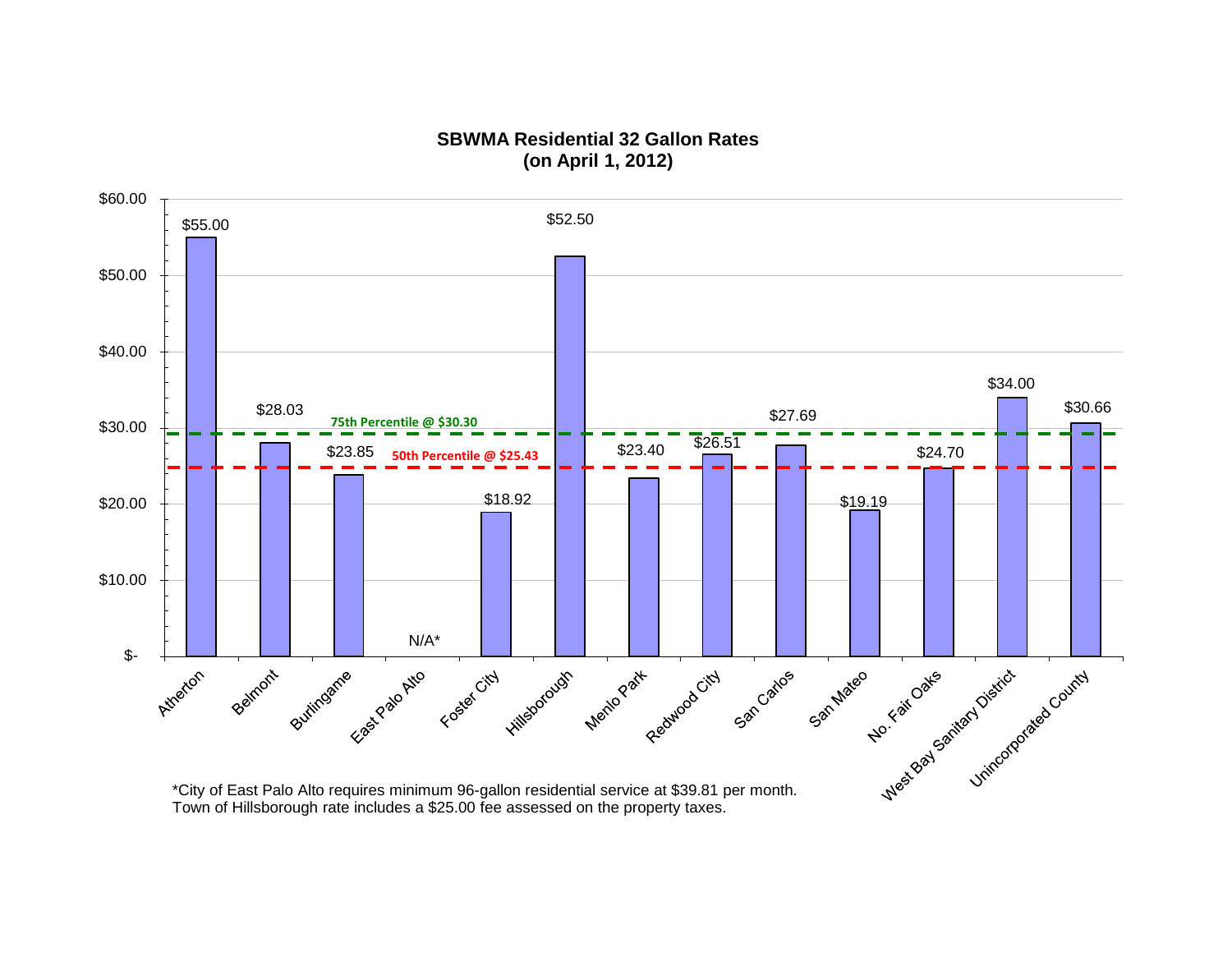## SBWMA Residential 32 Gallon Rates
## (on April 1, 2012)

| Jurisdiction | Rate |
|---|---|
| Atherton | $55.00 |
| Belmont | $28.03 |
| Burlingame | $23.85 |
| East Palo Alto | N/A* |
| Foster City | $18.92 |
| Hillsborough | $52.50 |
| Menlo Park | $23.40 |
| Redwood City | $26.51 |
| San Carlos | $27.69 |
| San Mateo | $19.19 |
| No. Fair Oaks | $24.70 |
| West Bay Sanitary District | $34.00 |
| Unincorporated County | $30.66 |

75th Percentile @ $30.30

50th Percentile @ $25.43

*City of East Palo Alto requires minimum 96-gallon residential service at $39.81 per month.
Town of Hillsborough rate includes a $25.00 fee assessed on the property taxes.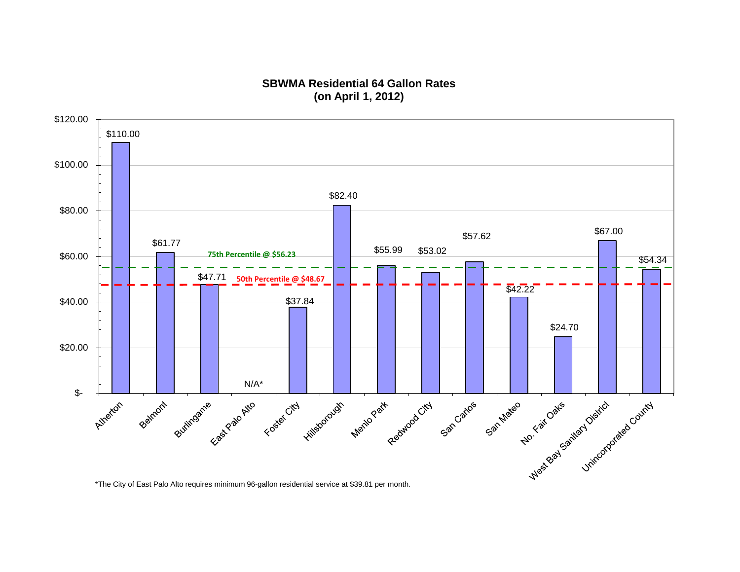**SBWMA Residential 64 Gallon Rates**
**(on April 1, 2012)**

| Jurisdiction | Rate |
|---|---|
| Atherton | $110.00 |
| Belmont | $61.77 |
| Burlingame | $47.71 |
| East Palo Alto | N/A* |
| Foster City | $37.84 |
| Hillsborough | $82.40 |
| Menlo Park | $55.99 |
| Redwood City | $53.02 |
| San Carlos | $57.62 |
| San Mateo | $42.22 |
| No. Fair Oaks | $24.70 |
| West Bay Sanitary District | $67.00 |
| Unincorporated County | $54.34 |

75th Percentile @ $56.23

50th Percentile @ $48.67

*The City of East Palo Alto requires minimum 96-gallon residential service at $39.81 per month.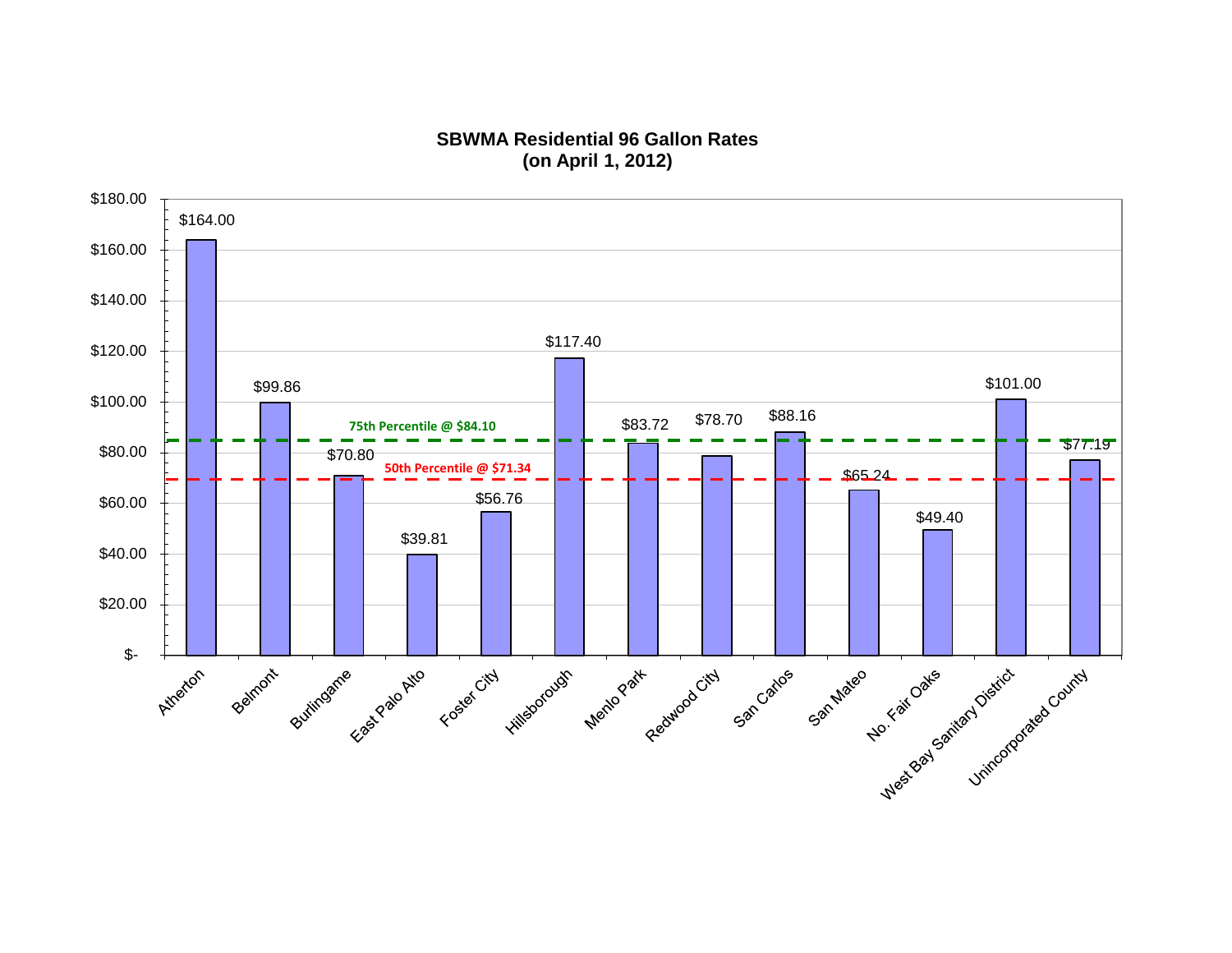# SBWMA Residential 96 Gallon Rates
## (on April 1, 2012)

| Jurisdiction | Rate |
|---|---|
| Atherton | $164.00 |
| Belmont | $99.86 |
| Burlingame | $70.80 |
| East Palo Alto | $39.81 |
| Foster City | $56.76 |
| Hillsborough | $117.40 |
| Menlo Park | $83.72 |
| Redwood City | $78.70 |
| San Carlos | $88.16 |
| San Mateo | $65.24 |
| No. Fair Oaks | $49.40 |
| West Bay Sanitary District | $101.00 |
| Unincorporated County | $77.19 |

75th Percentile @ $84.10

50th Percentile @ $71.34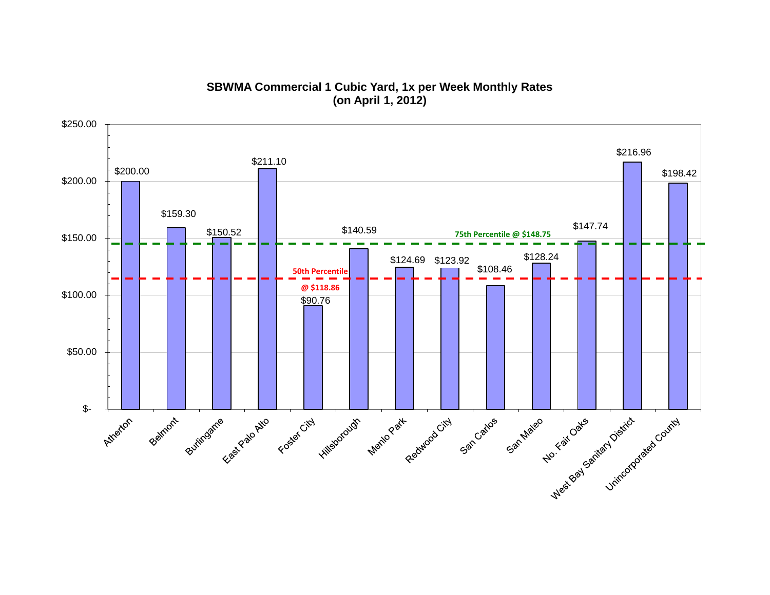# SBWMA Commercial 1 Cubic Yard, 1x per Week Monthly Rates
## (on April 1, 2012)

| Jurisdiction | Monthly Rate |
|---|---|
| Atherton | $200.00 |
| Belmont | $159.30 |
| Burlingame | $150.52 |
| East Palo Alto | $211.10 |
| Foster City | $90.76 |
| Hillsborough | $140.59 |
| Menlo Park | $124.69 |
| Redwood City | $123.92 |
| San Carlos | $108.46 |
| San Mateo | $128.24 |
| No. Fair Oaks | $147.74 |
| West Bay Sanitary District | $216.96 |
| Unincorporated County | $198.42 |

75th Percentile @ $148.75

50th Percentile @ $118.86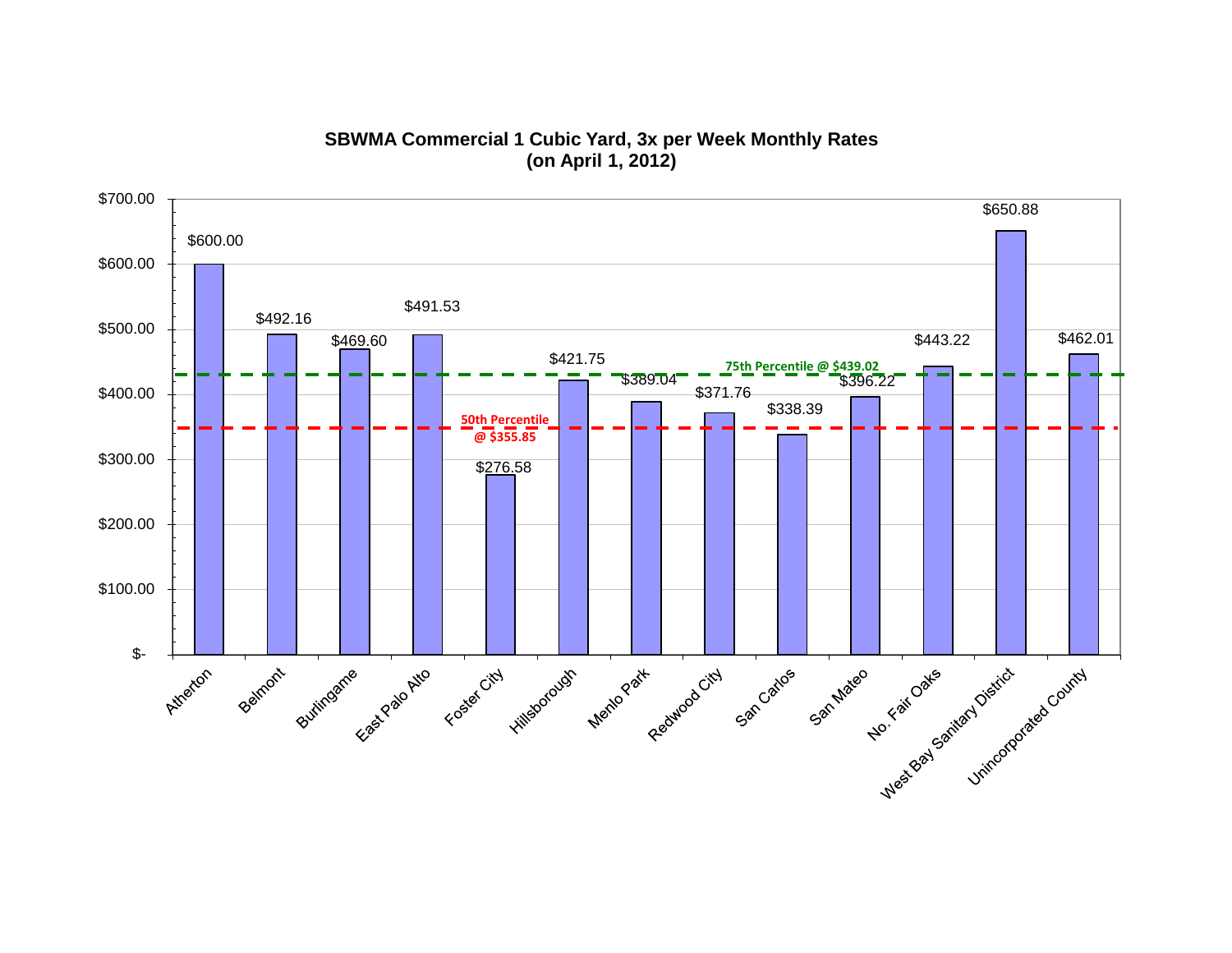## SBWMA Commercial 1 Cubic Yard, 3x per Week Monthly Rates
## (on April 1, 2012)

| Jurisdiction | Monthly Rate |
|---|---|
| Atherton | $600.00 |
| Belmont | $492.16 |
| Burlingame | $469.60 |
| East Palo Alto | $491.53 |
| Foster City | $276.58 |
| Hillsborough | $421.75 |
| Menlo Park | $389.04 |
| Redwood City | $371.76 |
| San Carlos | $338.39 |
| San Mateo | $396.22 |
| No. Fair Oaks | $443.22 |
| West Bay Sanitary District | $650.88 |
| Unincorporated County | $462.01 |

75th Percentile @ $439.02

50th Percentile @ $355.85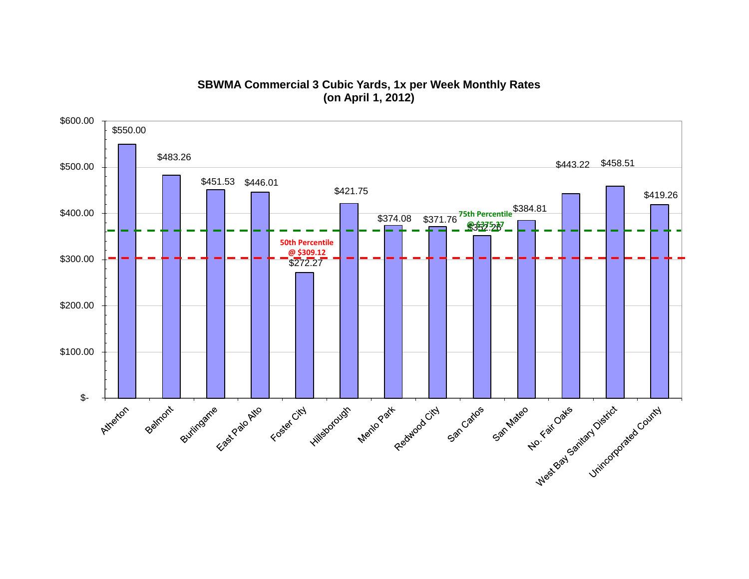**SBWMA Commercial 3 Cubic Yards, 1x per Week Monthly Rates**
**(on April 1, 2012)**

| Jurisdiction | Monthly Rate |
| --- | --- |
| Atherton | $550.00 |
| Belmont | $483.26 |
| Burlingame | $451.53 |
| East Palo Alto | $446.01 |
| Foster City | $272.27 |
| Hillsborough | $421.75 |
| Menlo Park | $374.08 |
| Redwood City | $371.76 |
| San Carlos | $352.26 |
| San Mateo | $384.81 |
| No. Fair Oaks | $443.22 |
| West Bay Sanitary District | $458.51 |
| Unincorporated County | $419.26 |

50th Percentile @ $309.12

75th Percentile @ $375.37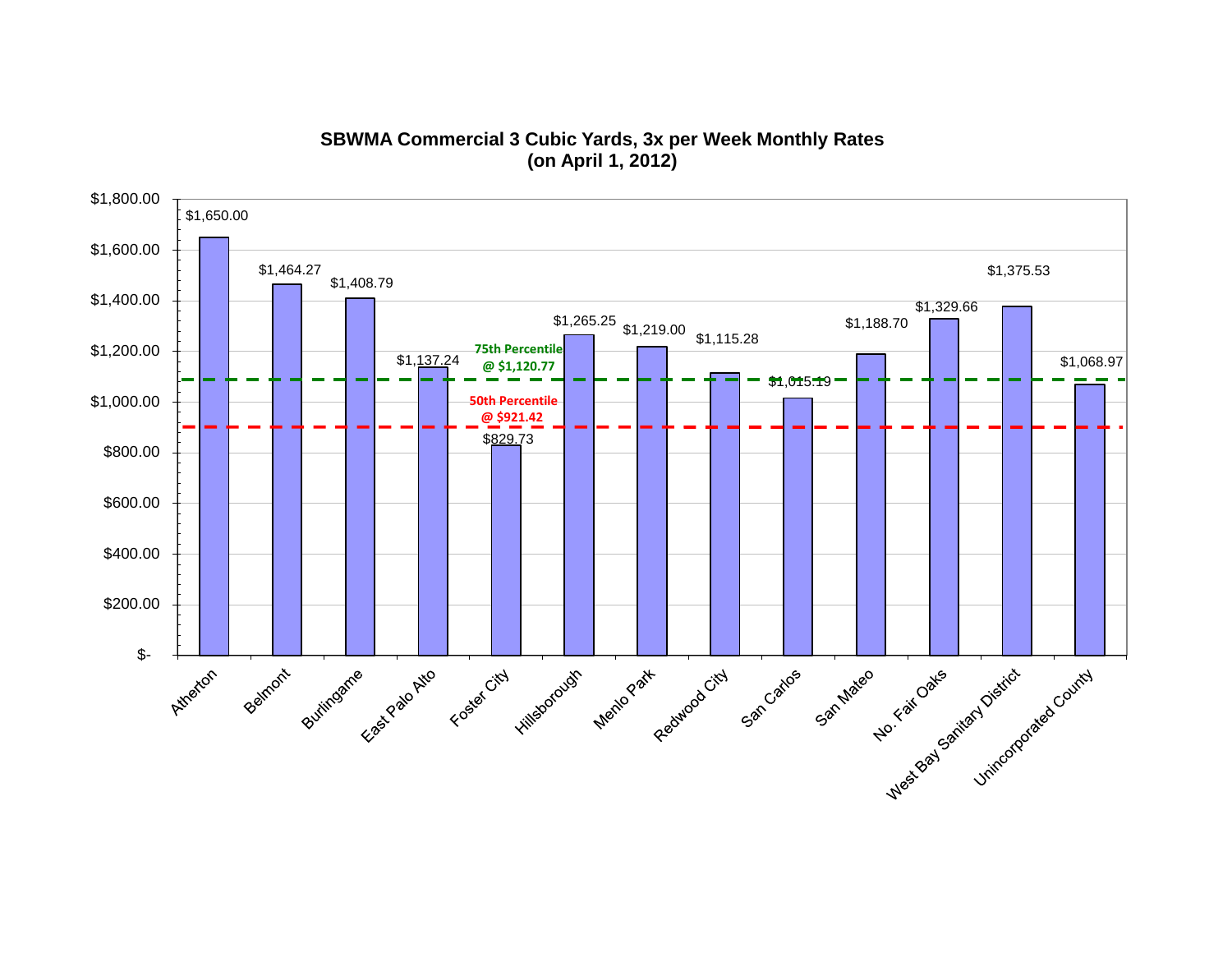## SBWMA Commercial 3 Cubic Yards, 3x per Week Monthly Rates
## (on April 1, 2012)

$1,800.00
$1,600.00
$1,400.00
$1,200.00
$1,000.00
$800.00
$600.00
$400.00
$200.00
$-

$1,650.00
$1,464.27
$1,408.79
$1,137.24
$829.73
$1,265.25
$1,219.00
$1,115.28
$1,015.19
$1,188.70
$1,329.66
$1,375.53
$1,068.97

75th Percentile
@ $1,120.77

50th Percentile
@ $921.42

Atherton
Belmont
Burlingame
East Palo Alto
Foster City
Hillsborough
Menlo Park
Redwood City
San Carlos
San Mateo
No. Fair Oaks
West Bay Sanitary District
Unincorporated County